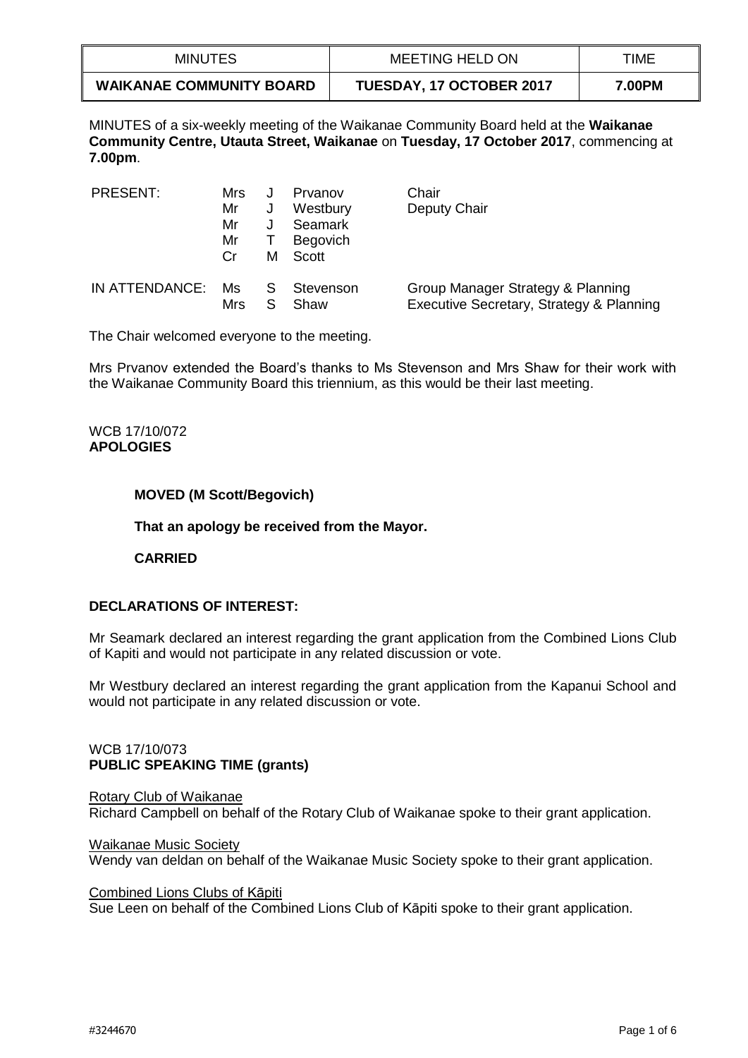| MINUTES | MEETING HELD ON | TIME |
|---|---|---|
| **WAIKANAE COMMUNITY BOARD** | **TUESDAY, 17 OCTOBER 2017** | **7.00PM** |

MINUTES of a six-weekly meeting of the Waikanae Community Board held at the **Waikanae Community Centre, Utauta Street, Waikanae** on **Tuesday, 17 October 2017**, commencing at **7.00pm**.

| | | | | |
|---|---|---|---|---|
| PRESENT: | Mrs | J | Prvanov | Chair |
| | Mr | J | Westbury | Deputy Chair |
| | Mr | J | Seamark | |
| | Mr | T | Begovich | |
| | Cr | M | Scott | |
| IN ATTENDANCE: | Ms | S | Stevenson | Group Manager Strategy & Planning |
| | Mrs | S | Shaw | Executive Secretary, Strategy & Planning |

The Chair welcomed everyone to the meeting.

Mrs Prvanov extended the Board's thanks to Ms Stevenson and Mrs Shaw for their work with the Waikanae Community Board this triennium, as this would be their last meeting.

WCB 17/10/072
**APOLOGIES**

**MOVED (M Scott/Begovich)**

**That an apology be received from the Mayor.**

**CARRIED**

**DECLARATIONS OF INTEREST:**

Mr Seamark declared an interest regarding the grant application from the Combined Lions Club of Kapiti and would not participate in any related discussion or vote.

Mr Westbury declared an interest regarding the grant application from the Kapanui School and would not participate in any related discussion or vote.

WCB 17/10/073
**PUBLIC SPEAKING TIME (grants)**

Rotary Club of Waikanae
Richard Campbell on behalf of the Rotary Club of Waikanae spoke to their grant application.

Waikanae Music Society
Wendy van deldan on behalf of the Waikanae Music Society spoke to their grant application.

Combined Lions Clubs of Kāpiti
Sue Leen on behalf of the Combined Lions Club of Kāpiti spoke to their grant application.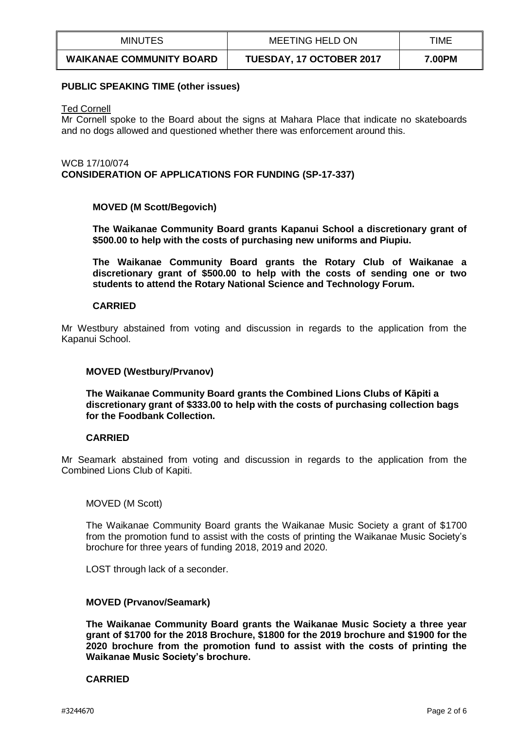| MINUTES | MEETING HELD ON | TIME |
| --- | --- | --- |
| **WAIKANAE COMMUNITY BOARD** | **TUESDAY, 17 OCTOBER 2017** | **7.00PM** |

**PUBLIC SPEAKING TIME (other issues)**

Ted Cornell

Mr Cornell spoke to the Board about the signs at Mahara Place that indicate no skateboards and no dogs allowed and questioned whether there was enforcement around this.

WCB 17/10/074

**CONSIDERATION OF APPLICATIONS FOR FUNDING (SP-17-337)**

**MOVED (M Scott/Begovich)**

**The Waikanae Community Board grants Kapanui School a discretionary grant of $500.00 to help with the costs of purchasing new uniforms and Piupiu.**

**The Waikanae Community Board grants the Rotary Club of Waikanae a discretionary grant of $500.00 to help with the costs of sending one or two students to attend the Rotary National Science and Technology Forum.**

**CARRIED**

Mr Westbury abstained from voting and discussion in regards to the application from the Kapanui School.

**MOVED (Westbury/Prvanov)**

**The Waikanae Community Board grants the Combined Lions Clubs of Kāpiti a discretionary grant of $333.00 to help with the costs of purchasing collection bags for the Foodbank Collection.**

**CARRIED**

Mr Seamark abstained from voting and discussion in regards to the application from the Combined Lions Club of Kapiti.

MOVED (M Scott)

The Waikanae Community Board grants the Waikanae Music Society a grant of $1700 from the promotion fund to assist with the costs of printing the Waikanae Music Society's brochure for three years of funding 2018, 2019 and 2020.

LOST through lack of a seconder.

**MOVED (Prvanov/Seamark)**

**The Waikanae Community Board grants the Waikanae Music Society a three year grant of $1700 for the 2018 Brochure, $1800 for the 2019 brochure and $1900 for the 2020 brochure from the promotion fund to assist with the costs of printing the Waikanae Music Society's brochure.**

**CARRIED**

#3244670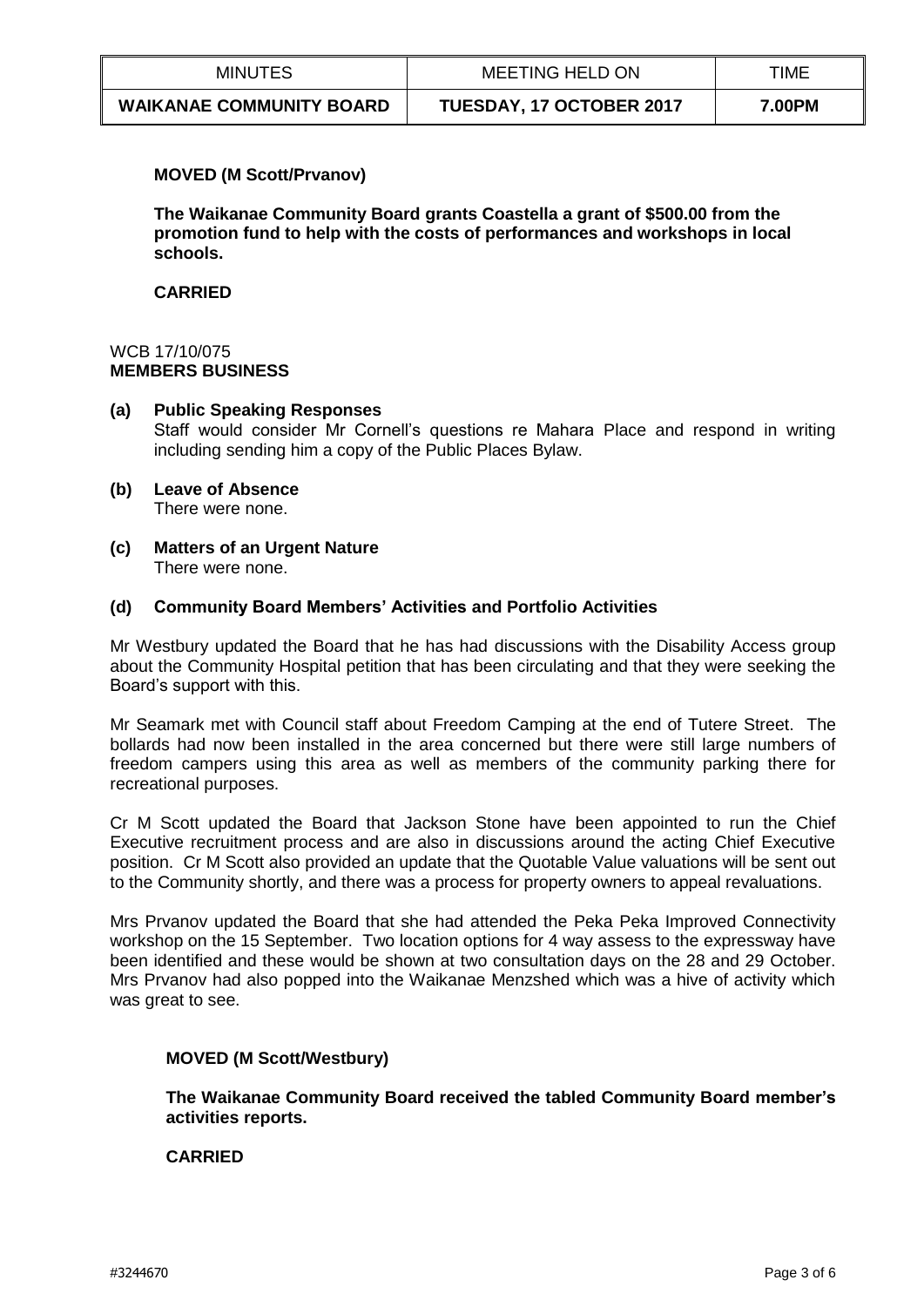**MOVED (M Scott/Prvanov)**

**The Waikanae Community Board grants Coastella a grant of $500.00 from the promotion fund to help with the costs of performances and workshops in local schools.**

**CARRIED**

WCB 17/10/075
**MEMBERS BUSINESS**

**(a) Public Speaking Responses**
Staff would consider Mr Cornell's questions re Mahara Place and respond in writing including sending him a copy of the Public Places Bylaw.

**(b) Leave of Absence**
There were none.

**(c) Matters of an Urgent Nature**
There were none.

**(d) Community Board Members' Activities and Portfolio Activities**

Mr Westbury updated the Board that he has had discussions with the Disability Access group about the Community Hospital petition that has been circulating and that they were seeking the Board's support with this.

Mr Seamark met with Council staff about Freedom Camping at the end of Tutere Street. The bollards had now been installed in the area concerned but there were still large numbers of freedom campers using this area as well as members of the community parking there for recreational purposes.

Cr M Scott updated the Board that Jackson Stone have been appointed to run the Chief Executive recruitment process and are also in discussions around the acting Chief Executive position. Cr M Scott also provided an update that the Quotable Value valuations will be sent out to the Community shortly, and there was a process for property owners to appeal revaluations.

Mrs Prvanov updated the Board that she had attended the Peka Peka Improved Connectivity workshop on the 15 September. Two location options for 4 way assess to the expressway have been identified and these would be shown at two consultation days on the 28 and 29 October. Mrs Prvanov had also popped into the Waikanae Menzshed which was a hive of activity which was great to see.

**MOVED (M Scott/Westbury)**

**The Waikanae Community Board received the tabled Community Board member's activities reports.**

**CARRIED**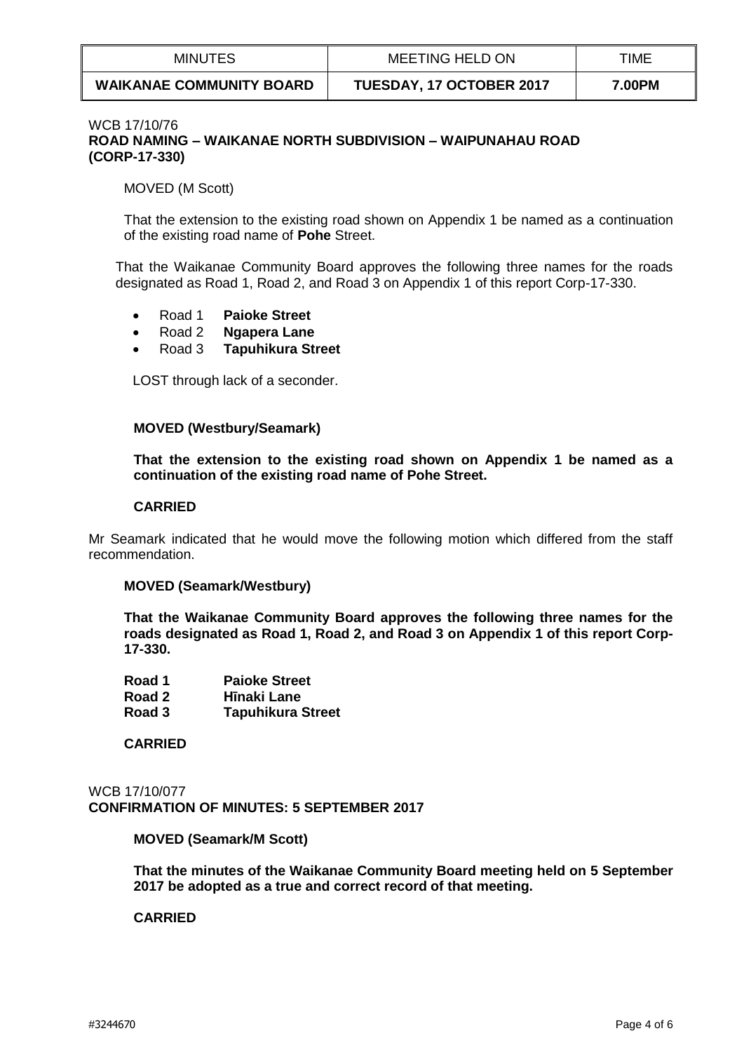| MINUTES | MEETING HELD ON | TIME |
| --- | --- | --- |
| **WAIKANAE COMMUNITY BOARD** | **TUESDAY, 17 OCTOBER 2017** | **7.00PM** |

WCB 17/10/76
**ROAD NAMING – WAIKANAE NORTH SUBDIVISION – WAIPUNAHAU ROAD (CORP-17-330)**

MOVED (M Scott)

That the extension to the existing road shown on Appendix 1 be named as a continuation of the existing road name of **Pohe** Street.

That the Waikanae Community Board approves the following three names for the roads designated as Road 1, Road 2, and Road 3 on Appendix 1 of this report Corp-17-330.

- Road 1 **Paioke Street**
- Road 2 **Ngapera Lane**
- Road 3 **Tapuhikura Street**

LOST through lack of a seconder.

**MOVED (Westbury/Seamark)**

**That the extension to the existing road shown on Appendix 1 be named as a continuation of the existing road name of Pohe Street.**

**CARRIED**

Mr Seamark indicated that he would move the following motion which differed from the staff recommendation.

**MOVED (Seamark/Westbury)**

**That the Waikanae Community Board approves the following three names for the roads designated as Road 1, Road 2, and Road 3 on Appendix 1 of this report Corp-17-330.**

**Road 1 Paioke Street**
**Road 2 Hīnaki Lane**
**Road 3 Tapuhikura Street**

**CARRIED**

WCB 17/10/077
**CONFIRMATION OF MINUTES: 5 SEPTEMBER 2017**

**MOVED (Seamark/M Scott)**

**That the minutes of the Waikanae Community Board meeting held on 5 September 2017 be adopted as a true and correct record of that meeting.**

**CARRIED**

#3244670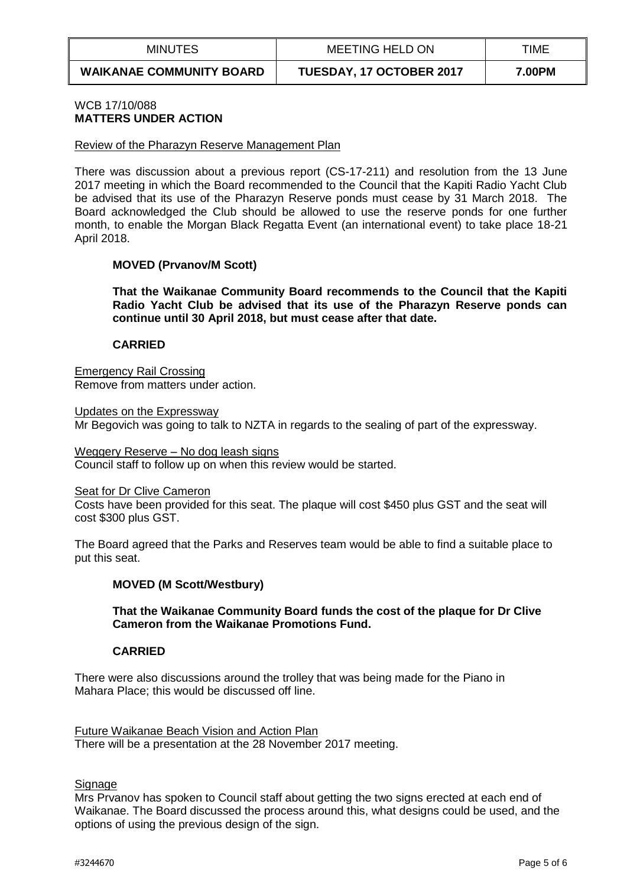| MINUTES | MEETING HELD ON | TIME |
| --- | --- | --- |
| **WAIKANAE COMMUNITY BOARD** | **TUESDAY, 17 OCTOBER 2017** | **7.00PM** |

WCB 17/10/088
**MATTERS UNDER ACTION**

Review of the Pharazyn Reserve Management Plan

There was discussion about a previous report (CS-17-211) and resolution from the 13 June 2017 meeting in which the Board recommended to the Council that the Kapiti Radio Yacht Club be advised that its use of the Pharazyn Reserve ponds must cease by 31 March 2018. The Board acknowledged the Club should be allowed to use the reserve ponds for one further month, to enable the Morgan Black Regatta Event (an international event) to take place 18-21 April 2018.

**MOVED (Prvanov/M Scott)**

**That the Waikanae Community Board recommends to the Council that the Kapiti Radio Yacht Club be advised that its use of the Pharazyn Reserve ponds can continue until 30 April 2018, but must cease after that date.**

**CARRIED**

Emergency Rail Crossing
Remove from matters under action.

Updates on the Expressway
Mr Begovich was going to talk to NZTA in regards to the sealing of part of the expressway.

Weggery Reserve – No dog leash signs
Council staff to follow up on when this review would be started.

Seat for Dr Clive Cameron
Costs have been provided for this seat. The plaque will cost $450 plus GST and the seat will cost $300 plus GST.

The Board agreed that the Parks and Reserves team would be able to find a suitable place to put this seat.

**MOVED (M Scott/Westbury)**

**That the Waikanae Community Board funds the cost of the plaque for Dr Clive Cameron from the Waikanae Promotions Fund.**

**CARRIED**

There were also discussions around the trolley that was being made for the Piano in Mahara Place; this would be discussed off line.

Future Waikanae Beach Vision and Action Plan
There will be a presentation at the 28 November 2017 meeting.

Signage
Mrs Prvanov has spoken to Council staff about getting the two signs erected at each end of Waikanae. The Board discussed the process around this, what designs could be used, and the options of using the previous design of the sign.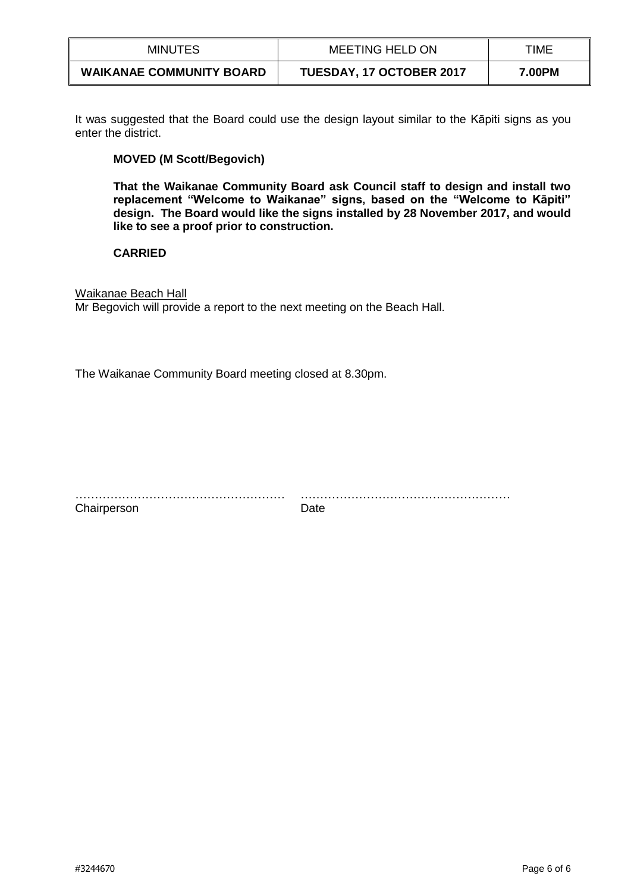It was suggested that the Board could use the design layout similar to the Kāpiti signs as you enter the district.

**MOVED (M Scott/Begovich)**

**That the Waikanae Community Board ask Council staff to design and install two replacement "Welcome to Waikanae" signs, based on the "Welcome to Kāpiti" design. The Board would like the signs installed by 28 November 2017, and would like to see a proof prior to construction.**

**CARRIED**

Waikanae Beach Hall

Mr Begovich will provide a report to the next meeting on the Beach Hall.

The Waikanae Community Board meeting closed at 8.30pm.

……………………………………………… ………………………………………………

Chairperson Date